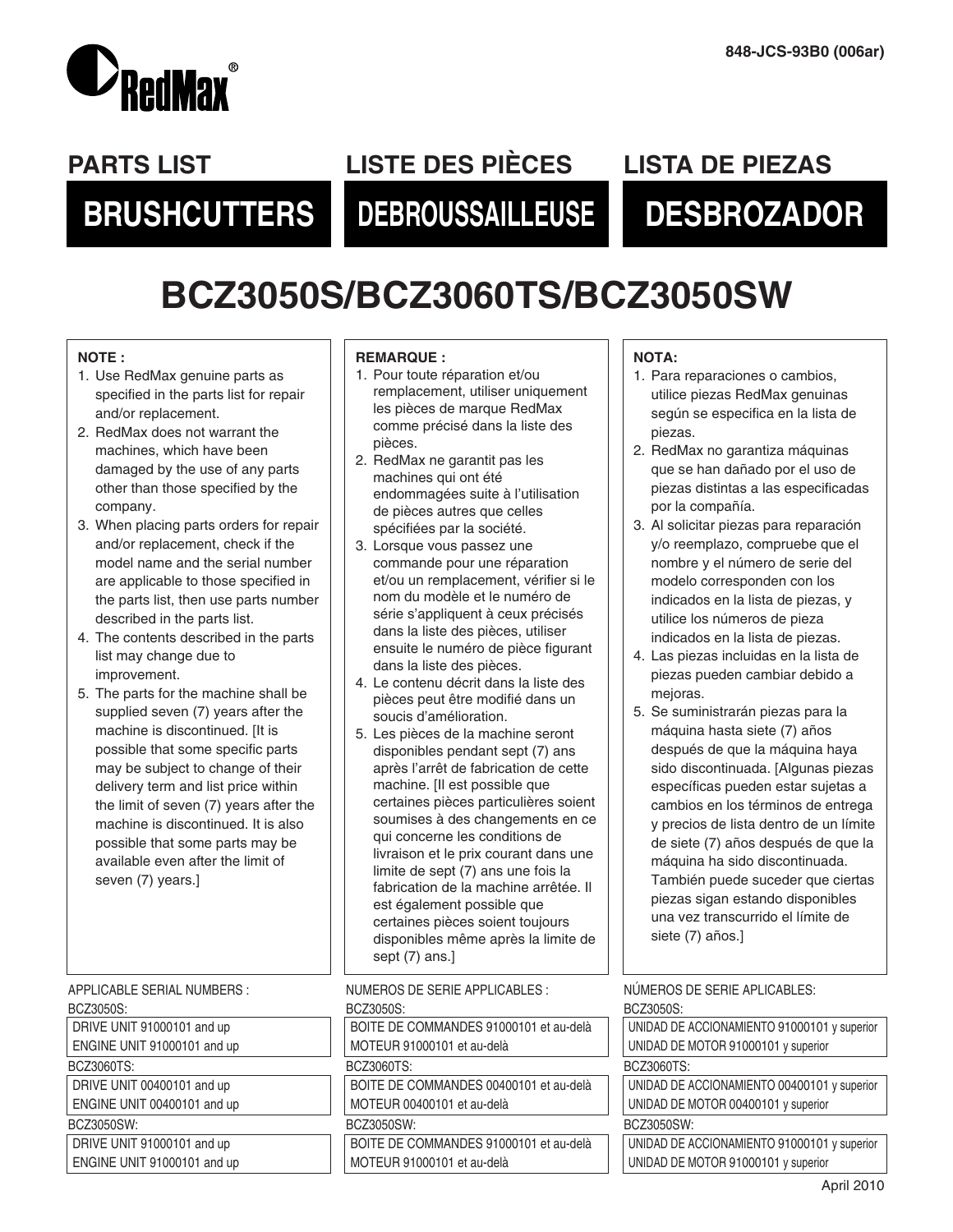848-JCS-93B0 (006ar)

RedMax®

## PARTS LIST
# BRUSHCUTTERS

## LISTE DES PIÈCES
# DEBROUSSAILLEUSE

## LISTA DE PIEZAS
# DESBROZADOR

# BCZ3050S/BCZ3060TS/BCZ3050SW

**NOTE :**

1. Use RedMax genuine parts as specified in the parts list for repair and/or replacement.
2. RedMax does not warrant the machines, which have been damaged by the use of any parts other than those specified by the company.
3. When placing parts orders for repair and/or replacement, check if the model name and the serial number are applicable to those specified in the parts list, then use parts number described in the parts list.
4. The contents described in the parts list may change due to improvement.
5. The parts for the machine shall be supplied seven (7) years after the machine is discontinued. [It is possible that some specific parts may be subject to change of their delivery term and list price within the limit of seven (7) years after the machine is discontinued. It is also possible that some parts may be available even after the limit of seven (7) years.]

APPLICABLE SERIAL NUMBERS :

BCZ3050S:

| DRIVE UNIT 91000101 and up |
|---|
| ENGINE UNIT 91000101 and up |

BCZ3060TS:

| DRIVE UNIT 00400101 and up |
|---|
| ENGINE UNIT 00400101 and up |

BCZ3050SW:

| DRIVE UNIT 91000101 and up |
|---|
| ENGINE UNIT 91000101 and up |

**REMARQUE :**

1. Pour toute réparation et/ou remplacement, utiliser uniquement les pièces de marque RedMax comme précisé dans la liste des pièces.
2. RedMax ne garantit pas les machines qui ont été endommagées suite à l'utilisation de pièces autres que celles spécifiées par la société.
3. Lorsque vous passez une commande pour une réparation et/ou un remplacement, vérifier si le nom du modèle et le numéro de série s'appliquent à ceux précisés dans la liste des pièces, utiliser ensuite le numéro de pièce figurant dans la liste des pièces.
4. Le contenu décrit dans la liste des pièces peut être modifié dans un soucis d'amélioration.
5. Les pièces de la machine seront disponibles pendant sept (7) ans après l'arrêt de fabrication de cette machine. [Il est possible que certaines pièces particulières soient soumises à des changements en ce qui concerne les conditions de livraison et le prix courant dans une limite de sept (7) ans une fois la fabrication de la machine arrêtée. Il est également possible que certaines pièces soient toujours disponibles même après la limite de sept (7) ans.]

NUMEROS DE SERIE APPLICABLES :

BCZ3050S:

| BOITE DE COMMANDES 91000101 et au-delà |
|---|
| MOTEUR 91000101 et au-delà |

BCZ3060TS:

| BOITE DE COMMANDES 00400101 et au-delà |
|---|
| MOTEUR 00400101 et au-delà |

BCZ3050SW:

| BOITE DE COMMANDES 91000101 et au-delà |
|---|
| MOTEUR 91000101 et au-delà |

**NOTA:**

1. Para reparaciones o cambios, utilice piezas RedMax genuinas según se especifica en la lista de piezas.
2. RedMax no garantiza máquinas que se han dañado por el uso de piezas distintas a las especificadas por la compañía.
3. Al solicitar piezas para reparación y/o reemplazo, compruebe que el nombre y el número de serie del modelo corresponden con los indicados en la lista de piezas, y utilice los números de pieza indicados en la lista de piezas.
4. Las piezas incluidas en la lista de piezas pueden cambiar debido a mejoras.
5. Se suministrarán piezas para la máquina hasta siete (7) años después de que la máquina haya sido discontinuada. [Algunas piezas específicas pueden estar sujetas a cambios en los términos de entrega y precios de lista dentro de un límite de siete (7) años después de que la máquina ha sido discontinuada. También puede suceder que ciertas piezas sigan estando disponibles una vez transcurrido el límite de siete (7) años.]

NÚMEROS DE SERIE APLICABLES:

BCZ3050S:

| UNIDAD DE ACCIONAMIENTO 91000101 y superior |
|---|
| UNIDAD DE MOTOR 91000101 y superior |

BCZ3060TS:

| UNIDAD DE ACCIONAMIENTO 00400101 y superior |
|---|
| UNIDAD DE MOTOR 00400101 y superior |

BCZ3050SW:

| UNIDAD DE ACCIONAMIENTO 91000101 y superior |
|---|
| UNIDAD DE MOTOR 91000101 y superior |

April 2010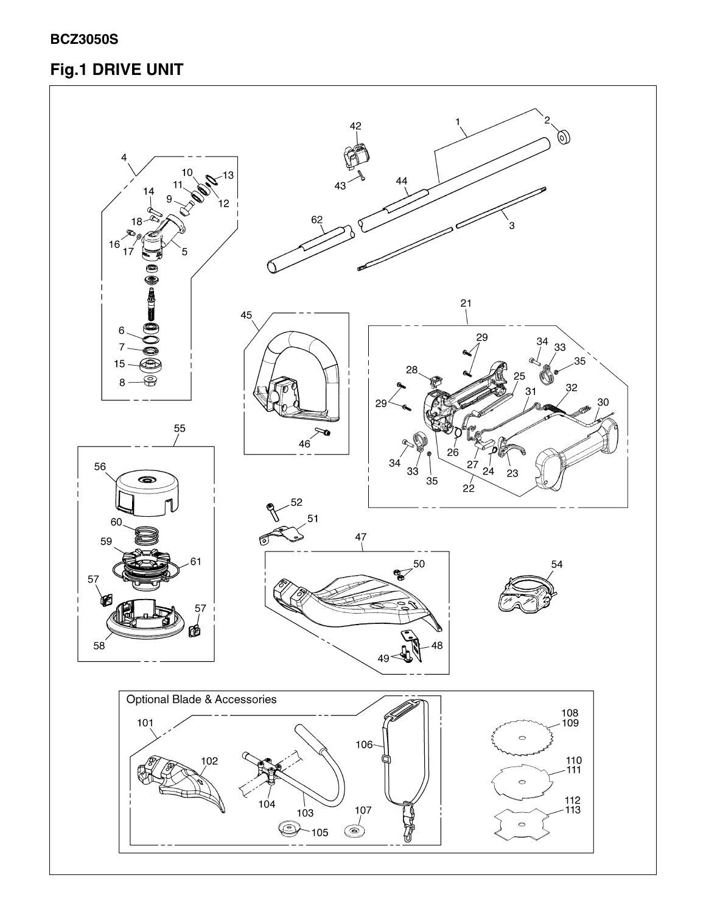**BCZ3050S**

# Fig.1 DRIVE UNIT

Optional Blade & Accessories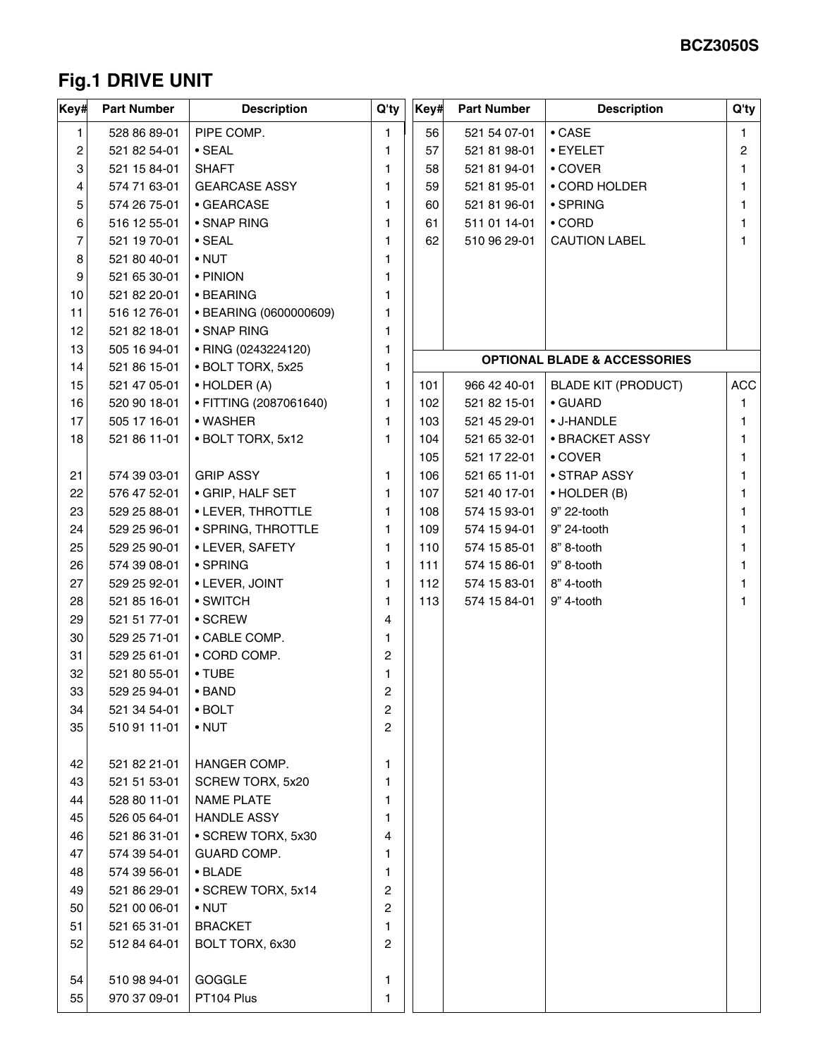## Fig.1 DRIVE UNIT

| Key# | Part Number | Description | Q'ty |
|---|---|---|---|
| 1 | 528 86 89-01 | PIPE COMP. | 1 |
| 2 | 521 82 54-01 | • SEAL | 1 |
| 3 | 521 15 84-01 | SHAFT | 1 |
| 4 | 574 71 63-01 | GEARCASE ASSY | 1 |
| 5 | 574 26 75-01 | • GEARCASE | 1 |
| 6 | 516 12 55-01 | • SNAP RING | 1 |
| 7 | 521 19 70-01 | • SEAL | 1 |
| 8 | 521 80 40-01 | • NUT | 1 |
| 9 | 521 65 30-01 | • PINION | 1 |
| 10 | 521 82 20-01 | • BEARING | 1 |
| 11 | 516 12 76-01 | • BEARING (0600000609) | 1 |
| 12 | 521 82 18-01 | • SNAP RING | 1 |
| 13 | 505 16 94-01 | • RING (0243224120) | 1 |
| 14 | 521 86 15-01 | • BOLT TORX, 5x25 | 1 |
| 15 | 521 47 05-01 | • HOLDER (A) | 1 |
| 16 | 520 90 18-01 | • FITTING (2087061640) | 1 |
| 17 | 505 17 16-01 | • WASHER | 1 |
| 18 | 521 86 11-01 | • BOLT TORX, 5x12 | 1 |
| 21 | 574 39 03-01 | GRIP ASSY | 1 |
| 22 | 576 47 52-01 | • GRIP, HALF SET | 1 |
| 23 | 529 25 88-01 | • LEVER, THROTTLE | 1 |
| 24 | 529 25 96-01 | • SPRING, THROTTLE | 1 |
| 25 | 529 25 90-01 | • LEVER, SAFETY | 1 |
| 26 | 574 39 08-01 | • SPRING | 1 |
| 27 | 529 25 92-01 | • LEVER, JOINT | 1 |
| 28 | 521 85 16-01 | • SWITCH | 1 |
| 29 | 521 51 77-01 | • SCREW | 4 |
| 30 | 529 25 71-01 | • CABLE COMP. | 1 |
| 31 | 529 25 61-01 | • CORD COMP. | 2 |
| 32 | 521 80 55-01 | • TUBE | 1 |
| 33 | 529 25 94-01 | • BAND | 2 |
| 34 | 521 34 54-01 | • BOLT | 2 |
| 35 | 510 91 11-01 | • NUT | 2 |
| 42 | 521 82 21-01 | HANGER COMP. | 1 |
| 43 | 521 51 53-01 | SCREW TORX, 5x20 | 1 |
| 44 | 528 80 11-01 | NAME PLATE | 1 |
| 45 | 526 05 64-01 | HANDLE ASSY | 1 |
| 46 | 521 86 31-01 | • SCREW TORX, 5x30 | 4 |
| 47 | 574 39 54-01 | GUARD COMP. | 1 |
| 48 | 574 39 56-01 | • BLADE | 1 |
| 49 | 521 86 29-01 | • SCREW TORX, 5x14 | 2 |
| 50 | 521 00 06-01 | • NUT | 2 |
| 51 | 521 65 31-01 | BRACKET | 1 |
| 52 | 512 84 64-01 | BOLT TORX, 6x30 | 2 |
| 54 | 510 98 94-01 | GOGGLE | 1 |
| 55 | 970 37 09-01 | PT104 Plus | 1 |
| 56 | 521 54 07-01 | • CASE | 1 |
| 57 | 521 81 98-01 | • EYELET | 2 |
| 58 | 521 81 94-01 | • COVER | 1 |
| 59 | 521 81 95-01 | • CORD HOLDER | 1 |
| 60 | 521 81 96-01 | • SPRING | 1 |
| 61 | 511 01 14-01 | • CORD | 1 |
| 62 | 510 96 29-01 | CAUTION LABEL | 1 |

### OPTIONAL BLADE & ACCESSORIES

| Key# | Part Number | Description | Q'ty |
|---|---|---|---|
| 101 | 966 42 40-01 | BLADE KIT (PRODUCT) | ACC |
| 102 | 521 82 15-01 | • GUARD | 1 |
| 103 | 521 45 29-01 | • J-HANDLE | 1 |
| 104 | 521 65 32-01 | • BRACKET ASSY | 1 |
| 105 | 521 17 22-01 | • COVER | 1 |
| 106 | 521 65 11-01 | • STRAP ASSY | 1 |
| 107 | 521 40 17-01 | • HOLDER (B) | 1 |
| 108 | 574 15 93-01 | 9" 22-tooth | 1 |
| 109 | 574 15 94-01 | 9" 24-tooth | 1 |
| 110 | 574 15 85-01 | 8" 8-tooth | 1 |
| 111 | 574 15 86-01 | 9" 8-tooth | 1 |
| 112 | 574 15 83-01 | 8" 4-tooth | 1 |
| 113 | 574 15 84-01 | 9" 4-tooth | 1 |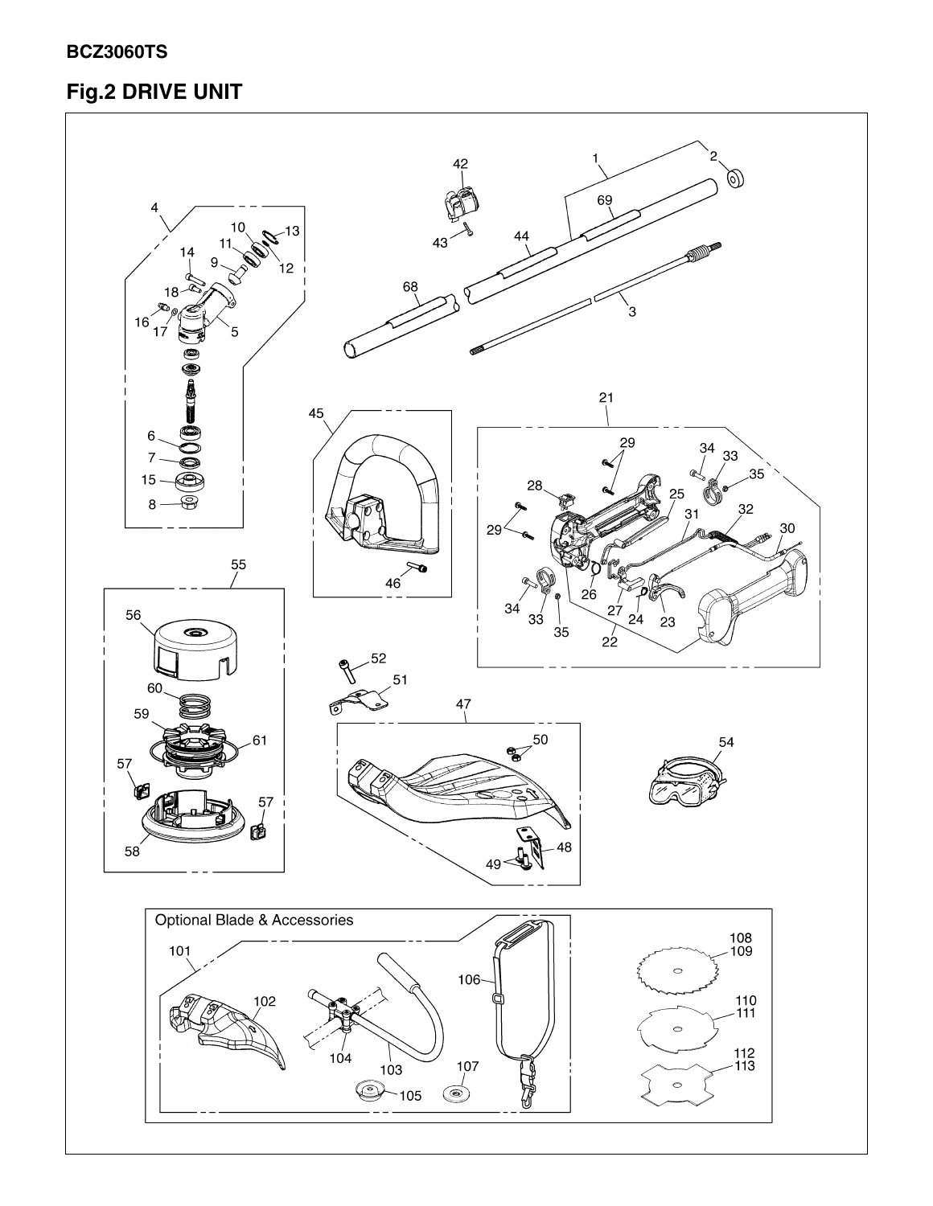**BCZ3060TS**

## Fig.2 DRIVE UNIT

Optional Blade & Accessories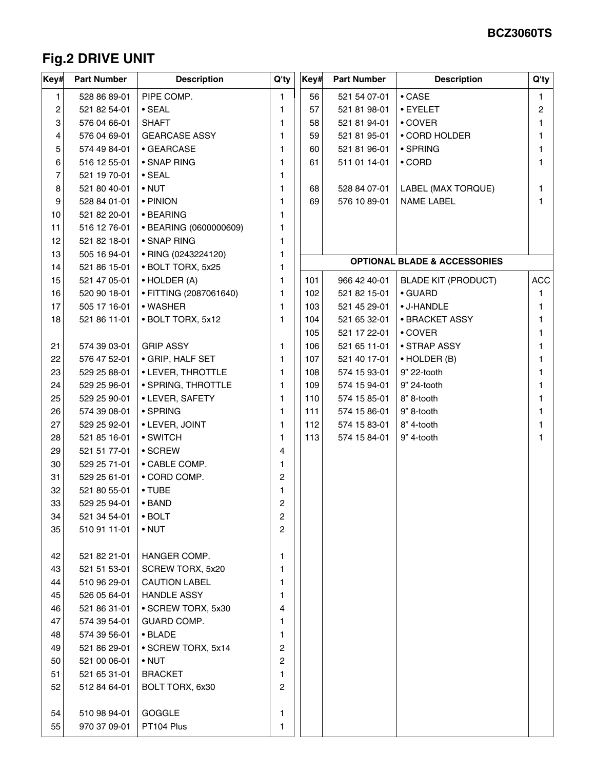**BCZ3060TS**

## Fig.2 DRIVE UNIT

| Key# | Part Number | Description | Q'ty |
|---|---|---|---|
| 1 | 528 86 89-01 | PIPE COMP. | 1 |
| 2 | 521 82 54-01 | • SEAL | 1 |
| 3 | 576 04 66-01 | SHAFT | 1 |
| 4 | 576 04 69-01 | GEARCASE ASSY | 1 |
| 5 | 574 49 84-01 | • GEARCASE | 1 |
| 6 | 516 12 55-01 | • SNAP RING | 1 |
| 7 | 521 19 70-01 | • SEAL | 1 |
| 8 | 521 80 40-01 | • NUT | 1 |
| 9 | 528 84 01-01 | • PINION | 1 |
| 10 | 521 82 20-01 | • BEARING | 1 |
| 11 | 516 12 76-01 | • BEARING (0600000609) | 1 |
| 12 | 521 82 18-01 | • SNAP RING | 1 |
| 13 | 505 16 94-01 | • RING (0243224120) | 1 |
| 14 | 521 86 15-01 | • BOLT TORX, 5x25 | 1 |
| 15 | 521 47 05-01 | • HOLDER (A) | 1 |
| 16 | 520 90 18-01 | • FITTING (2087061640) | 1 |
| 17 | 505 17 16-01 | • WASHER | 1 |
| 18 | 521 86 11-01 | • BOLT TORX, 5x12 | 1 |
| 21 | 574 39 03-01 | GRIP ASSY | 1 |
| 22 | 576 47 52-01 | • GRIP, HALF SET | 1 |
| 23 | 529 25 88-01 | • LEVER, THROTTLE | 1 |
| 24 | 529 25 96-01 | • SPRING, THROTTLE | 1 |
| 25 | 529 25 90-01 | • LEVER, SAFETY | 1 |
| 26 | 574 39 08-01 | • SPRING | 1 |
| 27 | 529 25 92-01 | • LEVER, JOINT | 1 |
| 28 | 521 85 16-01 | • SWITCH | 1 |
| 29 | 521 51 77-01 | • SCREW | 4 |
| 30 | 529 25 71-01 | • CABLE COMP. | 1 |
| 31 | 529 25 61-01 | • CORD COMP. | 2 |
| 32 | 521 80 55-01 | • TUBE | 1 |
| 33 | 529 25 94-01 | • BAND | 2 |
| 34 | 521 34 54-01 | • BOLT | 2 |
| 35 | 510 91 11-01 | • NUT | 2 |
| 42 | 521 82 21-01 | HANGER COMP. | 1 |
| 43 | 521 51 53-01 | SCREW TORX, 5x20 | 1 |
| 44 | 510 96 29-01 | CAUTION LABEL | 1 |
| 45 | 526 05 64-01 | HANDLE ASSY | 1 |
| 46 | 521 86 31-01 | • SCREW TORX, 5x30 | 4 |
| 47 | 574 39 54-01 | GUARD COMP. | 1 |
| 48 | 574 39 56-01 | • BLADE | 1 |
| 49 | 521 86 29-01 | • SCREW TORX, 5x14 | 2 |
| 50 | 521 00 06-01 | • NUT | 2 |
| 51 | 521 65 31-01 | BRACKET | 1 |
| 52 | 512 84 64-01 | BOLT TORX, 6x30 | 2 |
| 54 | 510 98 94-01 | GOGGLE | 1 |
| 55 | 970 37 09-01 | PT104 Plus | 1 |
| 56 | 521 54 07-01 | • CASE | 1 |
| 57 | 521 81 98-01 | • EYELET | 2 |
| 58 | 521 81 94-01 | • COVER | 1 |
| 59 | 521 81 95-01 | • CORD HOLDER | 1 |
| 60 | 521 81 96-01 | • SPRING | 1 |
| 61 | 511 01 14-01 | • CORD | 1 |
| 68 | 528 84 07-01 | LABEL (MAX TORQUE) | 1 |
| 69 | 576 10 89-01 | NAME LABEL | 1 |

### OPTIONAL BLADE & ACCESSORIES

| Key# | Part Number | Description | Q'ty |
|---|---|---|---|
| 101 | 966 42 40-01 | BLADE KIT (PRODUCT) | ACC |
| 102 | 521 82 15-01 | • GUARD | 1 |
| 103 | 521 45 29-01 | • J-HANDLE | 1 |
| 104 | 521 65 32-01 | • BRACKET ASSY | 1 |
| 105 | 521 17 22-01 | • COVER | 1 |
| 106 | 521 65 11-01 | • STRAP ASSY | 1 |
| 107 | 521 40 17-01 | • HOLDER (B) | 1 |
| 108 | 574 15 93-01 | 9" 22-tooth | 1 |
| 109 | 574 15 94-01 | 9" 24-tooth | 1 |
| 110 | 574 15 85-01 | 8" 8-tooth | 1 |
| 111 | 574 15 86-01 | 9" 8-tooth | 1 |
| 112 | 574 15 83-01 | 8" 4-tooth | 1 |
| 113 | 574 15 84-01 | 9" 4-tooth | 1 |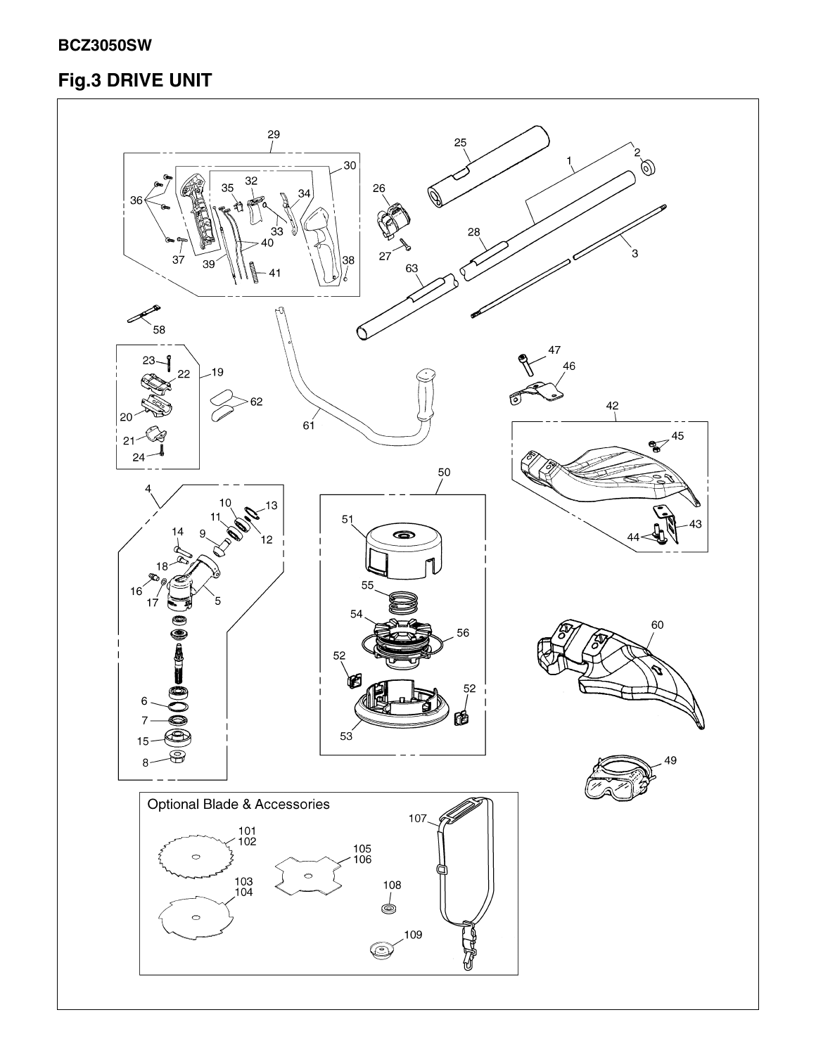**BCZ3050SW**

# Fig.3 DRIVE UNIT

Optional Blade & Accessories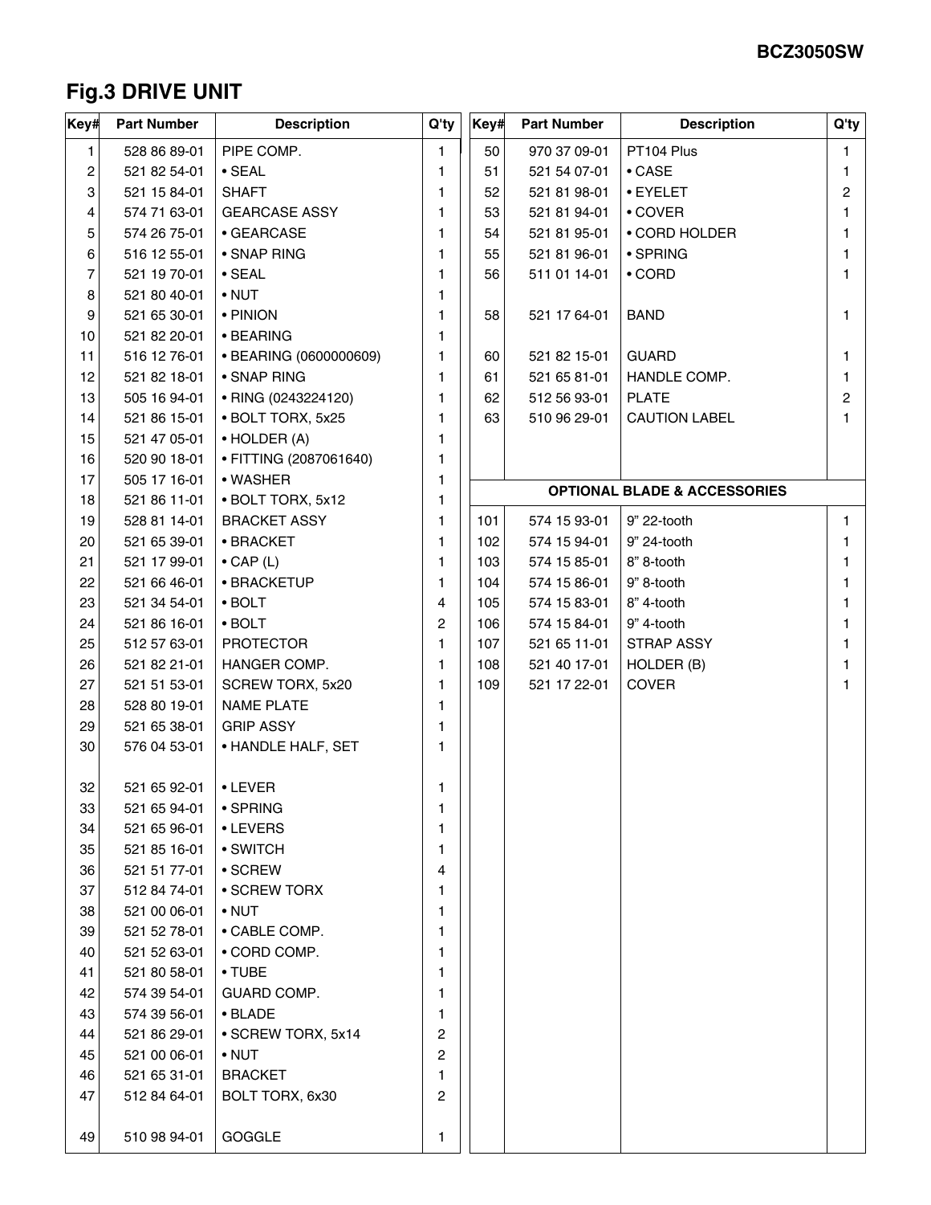# Fig.3 DRIVE UNIT

| Key# | Part Number | Description | Q'ty |
|---|---|---|---|
| 1 | 528 86 89-01 | PIPE COMP. | 1 |
| 2 | 521 82 54-01 | • SEAL | 1 |
| 3 | 521 15 84-01 | SHAFT | 1 |
| 4 | 574 71 63-01 | GEARCASE ASSY | 1 |
| 5 | 574 26 75-01 | • GEARCASE | 1 |
| 6 | 516 12 55-01 | • SNAP RING | 1 |
| 7 | 521 19 70-01 | • SEAL | 1 |
| 8 | 521 80 40-01 | • NUT | 1 |
| 9 | 521 65 30-01 | • PINION | 1 |
| 10 | 521 82 20-01 | • BEARING | 1 |
| 11 | 516 12 76-01 | • BEARING (0600000609) | 1 |
| 12 | 521 82 18-01 | • SNAP RING | 1 |
| 13 | 505 16 94-01 | • RING (0243224120) | 1 |
| 14 | 521 86 15-01 | • BOLT TORX, 5x25 | 1 |
| 15 | 521 47 05-01 | • HOLDER (A) | 1 |
| 16 | 520 90 18-01 | • FITTING (2087061640) | 1 |
| 17 | 505 17 16-01 | • WASHER | 1 |
| 18 | 521 86 11-01 | • BOLT TORX, 5x12 | 1 |
| 19 | 528 81 14-01 | BRACKET ASSY | 1 |
| 20 | 521 65 39-01 | • BRACKET | 1 |
| 21 | 521 17 99-01 | • CAP (L) | 1 |
| 22 | 521 66 46-01 | • BRACKETUP | 1 |
| 23 | 521 34 54-01 | • BOLT | 4 |
| 24 | 521 86 16-01 | • BOLT | 2 |
| 25 | 512 57 63-01 | PROTECTOR | 1 |
| 26 | 521 82 21-01 | HANGER COMP. | 1 |
| 27 | 521 51 53-01 | SCREW TORX, 5x20 | 1 |
| 28 | 528 80 19-01 | NAME PLATE | 1 |
| 29 | 521 65 38-01 | GRIP ASSY | 1 |
| 30 | 576 04 53-01 | • HANDLE HALF, SET | 1 |
| 32 | 521 65 92-01 | • LEVER | 1 |
| 33 | 521 65 94-01 | • SPRING | 1 |
| 34 | 521 65 96-01 | • LEVERS | 1 |
| 35 | 521 85 16-01 | • SWITCH | 1 |
| 36 | 521 51 77-01 | • SCREW | 4 |
| 37 | 512 84 74-01 | • SCREW TORX | 1 |
| 38 | 521 00 06-01 | • NUT | 1 |
| 39 | 521 52 78-01 | • CABLE COMP. | 1 |
| 40 | 521 52 63-01 | • CORD COMP. | 1 |
| 41 | 521 80 58-01 | • TUBE | 1 |
| 42 | 574 39 54-01 | GUARD COMP. | 1 |
| 43 | 574 39 56-01 | • BLADE | 1 |
| 44 | 521 86 29-01 | • SCREW TORX, 5x14 | 2 |
| 45 | 521 00 06-01 | • NUT | 2 |
| 46 | 521 65 31-01 | BRACKET | 1 |
| 47 | 512 84 64-01 | BOLT TORX, 6x30 | 2 |
| 49 | 510 98 94-01 | GOGGLE | 1 |
| 50 | 970 37 09-01 | PT104 Plus | 1 |
| 51 | 521 54 07-01 | • CASE | 1 |
| 52 | 521 81 98-01 | • EYELET | 2 |
| 53 | 521 81 94-01 | • COVER | 1 |
| 54 | 521 81 95-01 | • CORD HOLDER | 1 |
| 55 | 521 81 96-01 | • SPRING | 1 |
| 56 | 511 01 14-01 | • CORD | 1 |
| 58 | 521 17 64-01 | BAND | 1 |
| 60 | 521 82 15-01 | GUARD | 1 |
| 61 | 521 65 81-01 | HANDLE COMP. | 1 |
| 62 | 512 56 93-01 | PLATE | 2 |
| 63 | 510 96 29-01 | CAUTION LABEL | 1 |

**OPTIONAL BLADE & ACCESSORIES**

| Key# | Part Number | Description | Q'ty |
|---|---|---|---|
| 101 | 574 15 93-01 | 9" 22-tooth | 1 |
| 102 | 574 15 94-01 | 9" 24-tooth | 1 |
| 103 | 574 15 85-01 | 8" 8-tooth | 1 |
| 104 | 574 15 86-01 | 9" 8-tooth | 1 |
| 105 | 574 15 83-01 | 8" 4-tooth | 1 |
| 106 | 574 15 84-01 | 9" 4-tooth | 1 |
| 107 | 521 65 11-01 | STRAP ASSY | 1 |
| 108 | 521 40 17-01 | HOLDER (B) | 1 |
| 109 | 521 17 22-01 | COVER | 1 |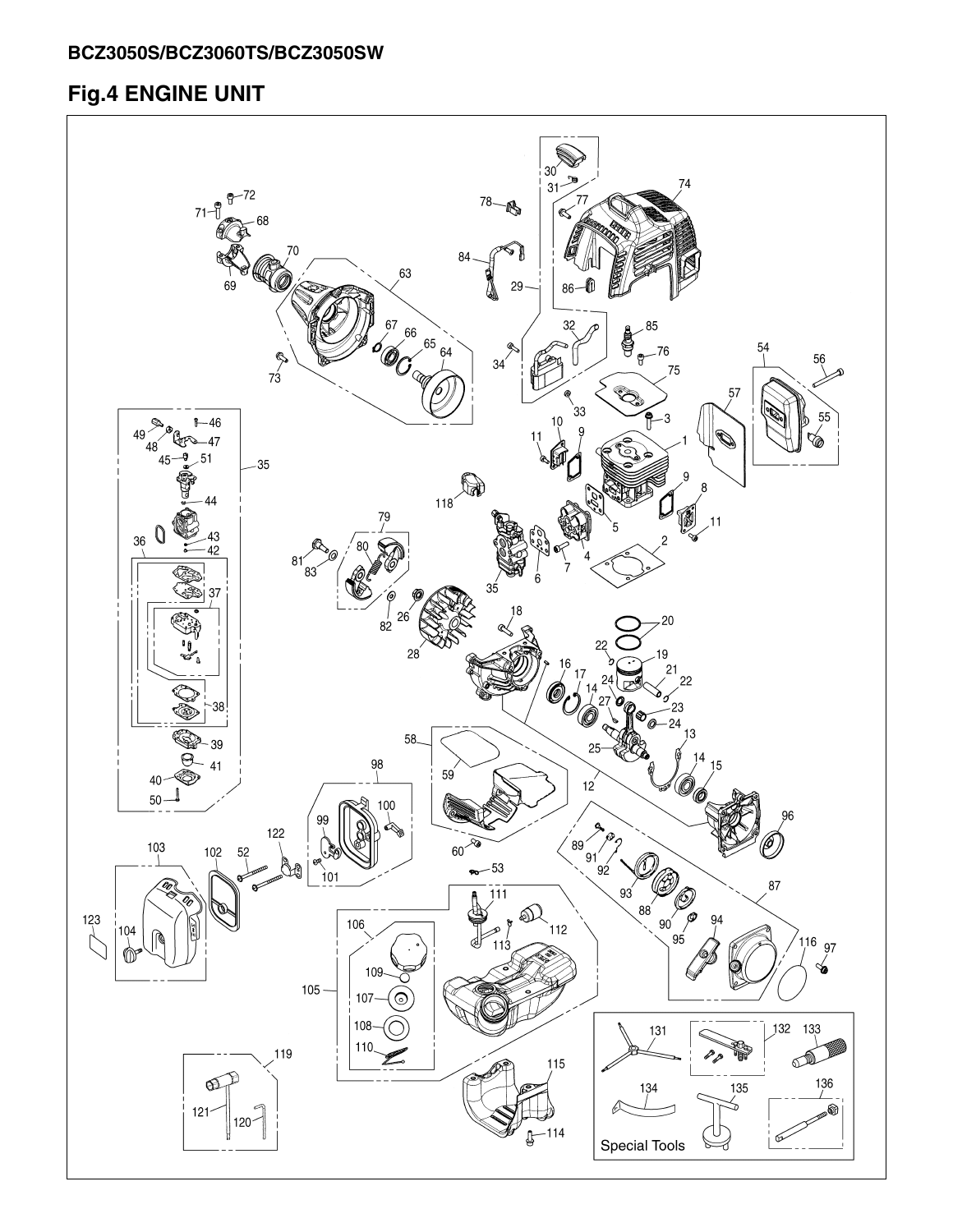## BCZ3050S/BCZ3060TS/BCZ3050SW

# Fig.4 ENGINE UNIT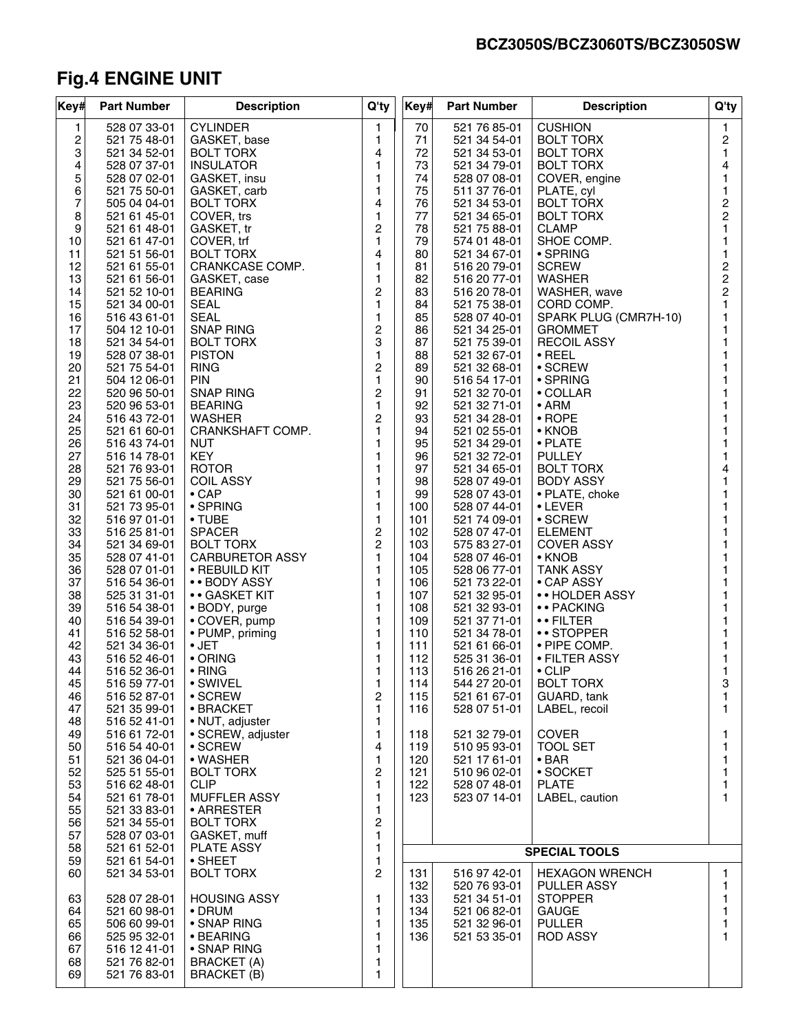# Fig.4 ENGINE UNIT

| Key# | Part Number | Description | Q'ty |
|---|---|---|---|
| 1 | 528 07 33-01 | CYLINDER | 1 |
| 2 | 521 75 48-01 | GASKET, base | 1 |
| 3 | 521 34 52-01 | BOLT TORX | 4 |
| 4 | 528 07 37-01 | INSULATOR | 1 |
| 5 | 528 07 02-01 | GASKET, insu | 1 |
| 6 | 521 75 50-01 | GASKET, carb | 1 |
| 7 | 505 04 04-01 | BOLT TORX | 4 |
| 8 | 521 61 45-01 | COVER, trs | 1 |
| 9 | 521 61 48-01 | GASKET, tr | 2 |
| 10 | 521 61 47-01 | COVER, trf | 1 |
| 11 | 521 51 56-01 | BOLT TORX | 4 |
| 12 | 521 61 55-01 | CRANKCASE COMP. | 1 |
| 13 | 521 61 56-01 | GASKET, case | 1 |
| 14 | 521 52 10-01 | BEARING | 2 |
| 15 | 521 34 00-01 | SEAL | 1 |
| 16 | 516 43 61-01 | SEAL | 1 |
| 17 | 504 12 10-01 | SNAP RING | 2 |
| 18 | 521 34 54-01 | BOLT TORX | 3 |
| 19 | 528 07 38-01 | PISTON | 1 |
| 20 | 521 75 54-01 | RING | 2 |
| 21 | 504 12 06-01 | PIN | 1 |
| 22 | 520 96 50-01 | SNAP RING | 2 |
| 23 | 520 96 53-01 | BEARING | 1 |
| 24 | 516 43 72-01 | WASHER | 2 |
| 25 | 521 61 60-01 | CRANKSHAFT COMP. | 1 |
| 26 | 516 43 74-01 | NUT | 1 |
| 27 | 516 14 78-01 | KEY | 1 |
| 28 | 521 76 93-01 | ROTOR | 1 |
| 29 | 521 75 56-01 | COIL ASSY | 1 |
| 30 | 521 61 00-01 | • CAP | 1 |
| 31 | 521 73 95-01 | • SPRING | 1 |
| 32 | 516 97 01-01 | • TUBE | 1 |
| 33 | 516 25 81-01 | SPACER | 2 |
| 34 | 521 34 69-01 | BOLT TORX | 2 |
| 35 | 528 07 41-01 | CARBURETOR ASSY | 1 |
| 36 | 528 07 01-01 | • REBUILD KIT | 1 |
| 37 | 516 54 36-01 | • • BODY ASSY | 1 |
| 38 | 525 31 31-01 | • • GASKET KIT | 1 |
| 39 | 516 54 38-01 | • BODY, purge | 1 |
| 40 | 516 54 39-01 | • COVER, pump | 1 |
| 41 | 516 52 58-01 | • PUMP, priming | 1 |
| 42 | 521 34 36-01 | • JET | 1 |
| 43 | 516 52 46-01 | • ORING | 1 |
| 44 | 516 52 36-01 | • RING | 1 |
| 45 | 516 59 77-01 | • SWIVEL | 1 |
| 46 | 516 52 87-01 | • SCREW | 2 |
| 47 | 521 35 99-01 | • BRACKET | 1 |
| 48 | 516 52 41-01 | • NUT, adjuster | 1 |
| 49 | 516 61 72-01 | • SCREW, adjuster | 1 |
| 50 | 516 54 40-01 | • SCREW | 4 |
| 51 | 521 36 04-01 | • WASHER | 1 |
| 52 | 525 51 55-01 | BOLT TORX | 2 |
| 53 | 516 62 48-01 | CLIP | 1 |
| 54 | 521 61 78-01 | MUFFLER ASSY | 1 |
| 55 | 521 33 83-01 | • ARRESTER | 1 |
| 56 | 521 34 55-01 | BOLT TORX | 2 |
| 57 | 528 07 03-01 | GASKET, muff | 1 |
| 58 | 521 61 52-01 | PLATE ASSY | 1 |
| 59 | 521 61 54-01 | • SHEET | 1 |
| 60 | 521 34 53-01 | BOLT TORX | 2 |
| 63 | 528 07 28-01 | HOUSING ASSY | 1 |
| 64 | 521 60 98-01 | • DRUM | 1 |
| 65 | 506 60 99-01 | • SNAP RING | 1 |
| 66 | 525 95 32-01 | • BEARING | 1 |
| 67 | 516 12 41-01 | • SNAP RING | 1 |
| 68 | 521 76 82-01 | BRACKET (A) | 1 |
| 69 | 521 76 83-01 | BRACKET (B) | 1 |
| 70 | 521 76 85-01 | CUSHION | 1 |
| 71 | 521 34 54-01 | BOLT TORX | 2 |
| 72 | 521 34 53-01 | BOLT TORX | 1 |
| 73 | 521 34 79-01 | BOLT TORX | 4 |
| 74 | 528 07 08-01 | COVER, engine | 1 |
| 75 | 511 37 76-01 | PLATE, cyl | 1 |
| 76 | 521 34 53-01 | BOLT TORX | 2 |
| 77 | 521 34 65-01 | BOLT TORX | 2 |
| 78 | 521 75 88-01 | CLAMP | 1 |
| 79 | 574 01 48-01 | SHOE COMP. | 1 |
| 80 | 521 34 67-01 | • SPRING | 1 |
| 81 | 516 20 79-01 | SCREW | 2 |
| 82 | 516 20 77-01 | WASHER | 2 |
| 83 | 516 20 78-01 | WASHER, wave | 2 |
| 84 | 521 75 38-01 | CORD COMP. | 1 |
| 85 | 528 07 40-01 | SPARK PLUG (CMR7H-10) | 1 |
| 86 | 521 34 25-01 | GROMMET | 1 |
| 87 | 521 75 39-01 | RECOIL ASSY | 1 |
| 88 | 521 32 67-01 | • REEL | 1 |
| 89 | 521 32 68-01 | • SCREW | 1 |
| 90 | 516 54 17-01 | • SPRING | 1 |
| 91 | 521 32 70-01 | • COLLAR | 1 |
| 92 | 521 32 71-01 | • ARM | 1 |
| 93 | 521 34 28-01 | • ROPE | 1 |
| 94 | 521 02 55-01 | • KNOB | 1 |
| 95 | 521 34 29-01 | • PLATE | 1 |
| 96 | 521 32 72-01 | PULLEY | 1 |
| 97 | 521 34 65-01 | BOLT TORX | 4 |
| 98 | 528 07 49-01 | BODY ASSY | 1 |
| 99 | 528 07 43-01 | • PLATE, choke | 1 |
| 100 | 528 07 44-01 | • LEVER | 1 |
| 101 | 521 74 09-01 | • SCREW | 1 |
| 102 | 528 07 47-01 | ELEMENT | 1 |
| 103 | 575 83 27-01 | COVER ASSY | 1 |
| 104 | 528 07 46-01 | • KNOB | 1 |
| 105 | 528 06 77-01 | TANK ASSY | 1 |
| 106 | 521 73 22-01 | • CAP ASSY | 1 |
| 107 | 521 32 95-01 | • • HOLDER ASSY | 1 |
| 108 | 521 32 93-01 | • • PACKING | 1 |
| 109 | 521 37 71-01 | • • FILTER | 1 |
| 110 | 521 34 78-01 | • • STOPPER | 1 |
| 111 | 521 61 66-01 | • PIPE COMP. | 1 |
| 112 | 525 31 36-01 | • FILTER ASSY | 1 |
| 113 | 516 26 21-01 | • CLIP | 1 |
| 114 | 544 27 20-01 | BOLT TORX | 3 |
| 115 | 521 61 67-01 | GUARD, tank | 1 |
| 116 | 528 07 51-01 | LABEL, recoil | 1 |
| 118 | 521 32 79-01 | COVER | 1 |
| 119 | 510 95 93-01 | TOOL SET | 1 |
| 120 | 521 17 61-01 | • BAR | 1 |
| 121 | 510 96 02-01 | • SOCKET | 1 |
| 122 | 528 07 48-01 | PLATE | 1 |
| 123 | 523 07 14-01 | LABEL, caution | 1 |

**SPECIAL TOOLS**

| Key# | Part Number | Description | Q'ty |
|---|---|---|---|
| 131 | 516 97 42-01 | HEXAGON WRENCH | 1 |
| 132 | 520 76 93-01 | PULLER ASSY | 1 |
| 133 | 521 34 51-01 | STOPPER | 1 |
| 134 | 521 06 82-01 | GAUGE | 1 |
| 135 | 521 32 96-01 | PULLER | 1 |
| 136 | 521 53 35-01 | ROD ASSY | 1 |